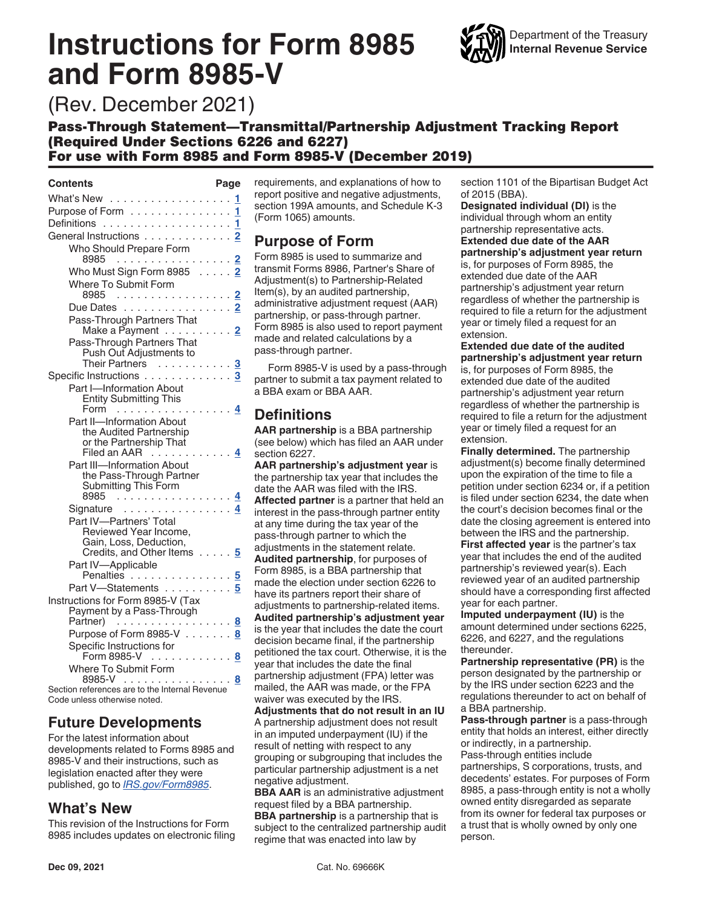# Instructions for Form 8985 and Form 8985-V

Department of the Treasury
**Internal Revenue Service**

(Rev. December 2021)

**Pass-Through Statement—Transmittal/Partnership Adjustment Tracking Report (Required Under Sections 6226 and 6227)**
**For use with Form 8985 and Form 8985-V (December 2019)**

| Contents | Page |
|---|---|
| What's New | 1 |
| Purpose of Form | 1 |
| Definitions | 1 |
| General Instructions | 2 |
| Who Should Prepare Form 8985 | 2 |
| Who Must Sign Form 8985 | 2 |
| Where To Submit Form 8985 | 2 |
| Due Dates | 2 |
| Pass-Through Partners That Make a Payment | 2 |
| Pass-Through Partners That Push Out Adjustments to Their Partners | 3 |
| Specific Instructions | 3 |
| Part I—Information About Entity Submitting This Form | 4 |
| Part II—Information About the Audited Partnership or the Partnership That Filed an AAR | 4 |
| Part III—Information About the Pass-Through Partner Submitting This Form 8985 | 4 |
| Signature | 4 |
| Part IV—Partners' Total Reviewed Year Income, Gain, Loss, Deduction, Credits, and Other Items | 5 |
| Part IV—Applicable Penalties | 5 |
| Part V—Statements | 5 |
| Instructions for Form 8985-V (Tax Payment by a Pass-Through Partner) | 8 |
| Purpose of Form 8985-V | 8 |
| Specific Instructions for Form 8985-V | 8 |
| Where To Submit Form 8985-V | 8 |

Section references are to the Internal Revenue Code unless otherwise noted.

## Future Developments

For the latest information about developments related to Forms 8985 and 8985-V and their instructions, such as legislation enacted after they were published, go to *IRS.gov/Form8985*.

## What's New

This revision of the Instructions for Form 8985 includes updates on electronic filing requirements, and explanations of how to report positive and negative adjustments, section 199A amounts, and Schedule K-3 (Form 1065) amounts.

## Purpose of Form

Form 8985 is used to summarize and transmit Forms 8986, Partner's Share of Adjustment(s) to Partnership-Related Item(s), by an audited partnership, administrative adjustment request (AAR) partnership, or pass-through partner. Form 8985 is also used to report payment made and related calculations by a pass-through partner.

Form 8985-V is used by a pass-through partner to submit a tax payment related to a BBA exam or BBA AAR.

## Definitions

**AAR partnership** is a BBA partnership (see below) which has filed an AAR under section 6227.

**AAR partnership's adjustment year** is the partnership tax year that includes the date the AAR was filed with the IRS.

**Affected partner** is a partner that held an interest in the pass-through partner entity at any time during the tax year of the pass-through partner to which the adjustments in the statement relate.

**Audited partnership**, for purposes of Form 8985, is a BBA partnership that made the election under section 6226 to have its partners report their share of adjustments to partnership-related items.

**Audited partnership's adjustment year** is the year that includes the date the court decision became final, if the partnership petitioned the tax court. Otherwise, it is the year that includes the date the final partnership adjustment (FPA) letter was mailed, the AAR was made, or the FPA waiver was executed by the IRS.

**Adjustments that do not result in an IU** A partnership adjustment does not result in an imputed underpayment (IU) if the result of netting with respect to any grouping or subgrouping that includes the particular partnership adjustment is a net negative adjustment.

**BBA AAR** is an administrative adjustment request filed by a BBA partnership.

**BBA partnership** is a partnership that is subject to the centralized partnership audit regime that was enacted into law by section 1101 of the Bipartisan Budget Act of 2015 (BBA).

**Designated individual (DI)** is the individual through whom an entity partnership representative acts.

**Extended due date of the AAR partnership's adjustment year return** is, for purposes of Form 8985, the extended due date of the AAR partnership's adjustment year return regardless of whether the partnership is required to file a return for the adjustment year or timely filed a request for an extension.

**Extended due date of the audited partnership's adjustment year return** is, for purposes of Form 8985, the extended due date of the audited partnership's adjustment year return regardless of whether the partnership is required to file a return for the adjustment year or timely filed a request for an extension.

**Finally determined.** The partnership adjustment(s) become finally determined upon the expiration of the time to file a petition under section 6234 or, if a petition is filed under section 6234, the date when the court's decision becomes final or the date the closing agreement is entered into between the IRS and the partnership.

**First affected year** is the partner's tax year that includes the end of the audited partnership's reviewed year(s). Each reviewed year of an audited partnership should have a corresponding first affected year for each partner.

**Imputed underpayment (IU)** is the amount determined under sections 6225, 6226, and 6227, and the regulations thereunder.

**Partnership representative (PR)** is the person designated by the partnership or by the IRS under section 6223 and the regulations thereunder to act on behalf of a BBA partnership.

**Pass-through partner** is a pass-through entity that holds an interest, either directly or indirectly, in a partnership. Pass-through entities include partnerships, S corporations, trusts, and decedents' estates. For purposes of Form 8985, a pass-through entity is not a wholly owned entity disregarded as separate from its owner for federal tax purposes or a trust that is wholly owned by only one person.

Dec 09, 2021 Cat. No. 69666K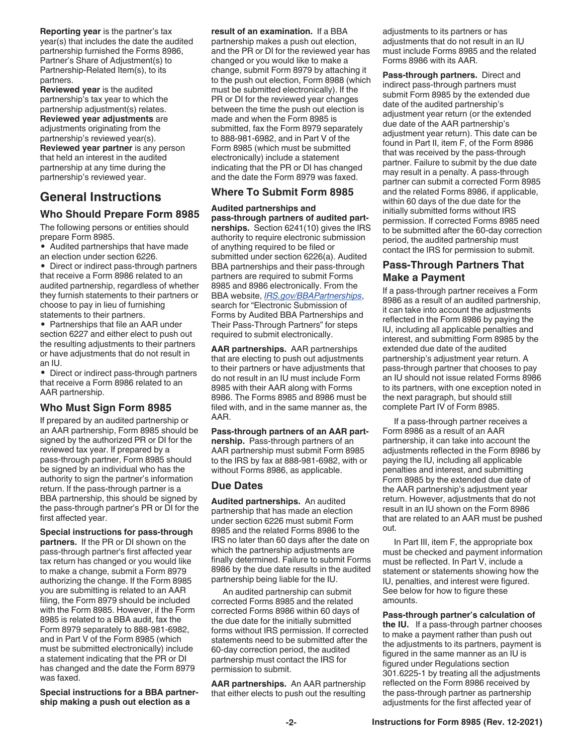**Reporting year** is the partner's tax year(s) that includes the date the audited partnership furnished the Forms 8986, Partner's Share of Adjustment(s) to Partnership-Related Item(s), to its partners.

**Reviewed year** is the audited partnership's tax year to which the partnership adjustment(s) relates.

**Reviewed year adjustments** are adjustments originating from the partnership's reviewed year(s).

**Reviewed year partner** is any person that held an interest in the audited partnership at any time during the partnership's reviewed year.

## General Instructions

### Who Should Prepare Form 8985

The following persons or entities should prepare Form 8985.

- Audited partnerships that have made an election under section 6226.
- Direct or indirect pass-through partners that receive a Form 8986 related to an audited partnership, regardless of whether they furnish statements to their partners or choose to pay in lieu of furnishing statements to their partners.
- Partnerships that file an AAR under section 6227 and either elect to push out the resulting adjustments to their partners or have adjustments that do not result in an IU.
- Direct or indirect pass-through partners that receive a Form 8986 related to an AAR partnership.

### Who Must Sign Form 8985

If prepared by an audited partnership or an AAR partnership, Form 8985 should be signed by the authorized PR or DI for the reviewed tax year. If prepared by a pass-through partner, Form 8985 should be signed by an individual who has the authority to sign the partner's information return. If the pass-through partner is a BBA partnership, this should be signed by the pass-through partner's PR or DI for the first affected year.

**Special instructions for pass-through partners.** If the PR or DI shown on the pass-through partner's first affected year tax return has changed or you would like to make a change, submit a Form 8979 authorizing the change. If the Form 8985 you are submitting is related to an AAR filing, the Form 8979 should be included with the Form 8985. However, if the Form 8985 is related to a BBA audit, fax the Form 8979 separately to 888-981-6982, and in Part V of the Form 8985 (which must be submitted electronically) include a statement indicating that the PR or DI has changed and the date the Form 8979 was faxed.

**Special instructions for a BBA partnership making a push out election as a result of an examination.** If a BBA partnership makes a push out election, and the PR or DI for the reviewed year has changed or you would like to make a change, submit Form 8979 by attaching it to the push out election, Form 8988 (which must be submitted electronically). If the PR or DI for the reviewed year changes between the time the push out election is made and when the Form 8985 is submitted, fax the Form 8979 separately to 888-981-6982, and in Part V of the Form 8985 (which must be submitted electronically) include a statement indicating that the PR or DI has changed and the date the Form 8979 was faxed.

### Where To Submit Form 8985

**Audited partnerships and pass-through partners of audited partnerships.** Section 6241(10) gives the IRS authority to require electronic submission of anything required to be filed or submitted under section 6226(a). Audited BBA partnerships and their pass-through partners are required to submit Forms 8985 and 8986 electronically. From the BBA website, *IRS.gov/BBAPartnerships*, search for "Electronic Submission of Forms by Audited BBA Partnerships and Their Pass-Through Partners" for steps required to submit electronically.

**AAR partnerships.** AAR partnerships that are electing to push out adjustments to their partners or have adjustments that do not result in an IU must include Form 8985 with their AAR along with Forms 8986. The Forms 8985 and 8986 must be filed with, and in the same manner as, the AAR.

**Pass-through partners of an AAR partnership.** Pass-through partners of an AAR partnership must submit Form 8985 to the IRS by fax at 888-981-6982, with or without Forms 8986, as applicable.

### Due Dates

**Audited partnerships.** An audited partnership that has made an election under section 6226 must submit Form 8985 and the related Forms 8986 to the IRS no later than 60 days after the date on which the partnership adjustments are finally determined. Failure to submit Forms 8986 by the due date results in the audited partnership being liable for the IU.

An audited partnership can submit corrected Forms 8985 and the related corrected Forms 8986 within 60 days of the due date for the initially submitted forms without IRS permission. If corrected statements need to be submitted after the 60-day correction period, the audited partnership must contact the IRS for permission to submit.

**AAR partnerships.** An AAR partnership that either elects to push out the resulting adjustments to its partners or has adjustments that do not result in an IU must include Forms 8985 and the related Forms 8986 with its AAR.

**Pass-through partners.** Direct and indirect pass-through partners must submit Form 8985 by the extended due date of the audited partnership's adjustment year return (or the extended due date of the AAR partnership's adjustment year return). This date can be found in Part II, item F, of the Form 8986 that was received by the pass-through partner. Failure to submit by the due date may result in a penalty. A pass-through partner can submit a corrected Form 8985 and the related Forms 8986, if applicable, within 60 days of the due date for the initially submitted forms without IRS permission. If corrected Forms 8985 need to be submitted after the 60-day correction period, the audited partnership must contact the IRS for permission to submit.

### Pass-Through Partners That Make a Payment

If a pass-through partner receives a Form 8986 as a result of an audited partnership, it can take into account the adjustments reflected in the Form 8986 by paying the IU, including all applicable penalties and interest, and submitting Form 8985 by the extended due date of the audited partnership's adjustment year return. A pass-through partner that chooses to pay an IU should not issue related Forms 8986 to its partners, with one exception noted in the next paragraph, but should still complete Part IV of Form 8985.

If a pass-through partner receives a Form 8986 as a result of an AAR partnership, it can take into account the adjustments reflected in the Form 8986 by paying the IU, including all applicable penalties and interest, and submitting Form 8985 by the extended due date of the AAR partnership's adjustment year return. However, adjustments that do not result in an IU shown on the Form 8986 that are related to an AAR must be pushed out.

In Part III, item F, the appropriate box must be checked and payment information must be reflected. In Part V, include a statement or statements showing how the IU, penalties, and interest were figured. See below for how to figure these amounts.

**Pass-through partner's calculation of the IU.** If a pass-through partner chooses to make a payment rather than push out the adjustments to its partners, payment is figured in the same manner as an IU is figured under Regulations section 301.6225-1 by treating all the adjustments reflected on the Form 8986 received by the pass-through partner as partnership adjustments for the first affected year of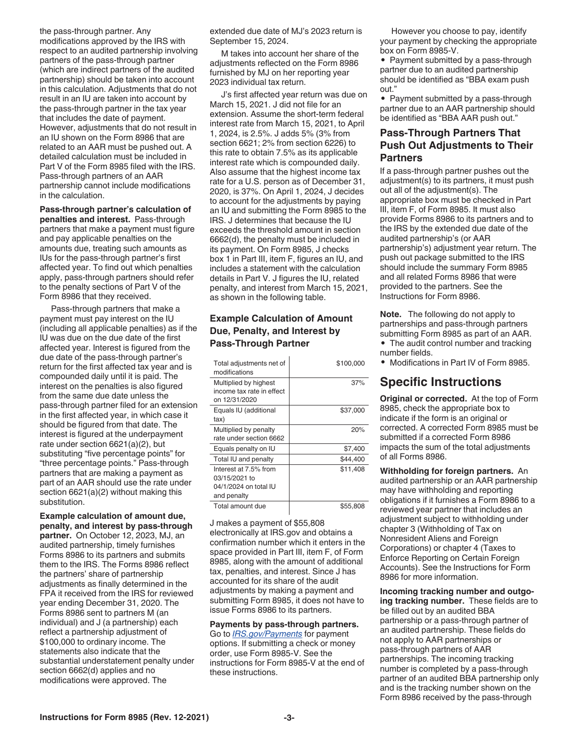the pass-through partner. Any modifications approved by the IRS with respect to an audited partnership involving partners of the pass-through partner (which are indirect partners of the audited partnership) should be taken into account in this calculation. Adjustments that do not result in an IU are taken into account by the pass-through partner in the tax year that includes the date of payment. However, adjustments that do not result in an IU shown on the Form 8986 that are related to an AAR must be pushed out. A detailed calculation must be included in Part V of the Form 8985 filed with the IRS. Pass-through partners of an AAR partnership cannot include modifications in the calculation.

**Pass-through partner's calculation of penalties and interest.** Pass-through partners that make a payment must figure and pay applicable penalties on the amounts due, treating such amounts as IUs for the pass-through partner's first affected year. To find out which penalties apply, pass-through partners should refer to the penalty sections of Part V of the Form 8986 that they received.

Pass-through partners that make a payment must pay interest on the IU (including all applicable penalties) as if the IU was due on the due date of the first affected year. Interest is figured from the due date of the pass-through partner's return for the first affected tax year and is compounded daily until it is paid. The interest on the penalties is also figured from the same due date unless the pass-through partner filed for an extension in the first affected year, in which case it should be figured from that date. The interest is figured at the underpayment rate under section 6621(a)(2), but substituting "five percentage points" for "three percentage points." Pass-through partners that are making a payment as part of an AAR should use the rate under section 6621(a)(2) without making this substitution.

**Example calculation of amount due, penalty, and interest by pass-through partner.** On October 12, 2023, MJ, an audited partnership, timely furnishes Forms 8986 to its partners and submits them to the IRS. The Forms 8986 reflect the partners' share of partnership adjustments as finally determined in the FPA it received from the IRS for reviewed year ending December 31, 2020. The Forms 8986 sent to partners M (an individual) and J (a partnership) each reflect a partnership adjustment of $100,000 to ordinary income. The statements also indicate that the substantial understatement penalty under section 6662(d) applies and no modifications were approved. The extended due date of MJ's 2023 return is September 15, 2024.

M takes into account her share of the adjustments reflected on the Form 8986 furnished by MJ on her reporting year 2023 individual tax return.

J's first affected year return was due on March 15, 2021. J did not file for an extension. Assume the short-term federal interest rate from March 15, 2021, to April 1, 2024, is 2.5%. J adds 5% (3% from section 6621; 2% from section 6226) to this rate to obtain 7.5% as its applicable interest rate which is compounded daily. Also assume that the highest income tax rate for a U.S. person as of December 31, 2020, is 37%. On April 1, 2024, J decides to account for the adjustments by paying an IU and submitting the Form 8985 to the IRS. J determines that because the IU exceeds the threshold amount in section 6662(d), the penalty must be included in its payment. On Form 8985, J checks box 1 in Part III, item F, figures an IU, and includes a statement with the calculation details in Part V. J figures the IU, related penalty, and interest from March 15, 2021, as shown in the following table.

### Example Calculation of Amount Due, Penalty, and Interest by Pass-Through Partner

| | |
|---|---|
| Total adjustments net of modifications | $100,000 |
| Multiplied by highest income tax rate in effect on 12/31/2020 | 37% |
| Equals IU (additional tax) | $37,000 |
| Multiplied by penalty rate under section 6662 | 20% |
| Equals penalty on IU | $7,400 |
| Total IU and penalty | $44,400 |
| Interest at 7.5% from 03/15/2021 to 04/1/2024 on total IU and penalty | $11,408 |
| Total amount due | $55,808 |

J makes a payment of $55,808 electronically at IRS.gov and obtains a confirmation number which it enters in the space provided in Part III, item F, of Form 8985, along with the amount of additional tax, penalties, and interest. Since J has accounted for its share of the audit adjustments by making a payment and submitting Form 8985, it does not have to issue Forms 8986 to its partners.

**Payments by pass-through partners.** Go to *IRS.gov/Payments* for payment options. If submitting a check or money order, use Form 8985-V. See the instructions for Form 8985-V at the end of these instructions.

However you choose to pay, identify your payment by checking the appropriate box on Form 8985-V.

- Payment submitted by a pass-through partner due to an audited partnership should be identified as "BBA exam push out."
- Payment submitted by a pass-through partner due to an AAR partnership should be identified as "BBA AAR push out."

### Pass-Through Partners That Push Out Adjustments to Their Partners

If a pass-through partner pushes out the adjustment(s) to its partners, it must push out all of the adjustment(s). The appropriate box must be checked in Part III, item F, of Form 8985. It must also provide Forms 8986 to its partners and to the IRS by the extended due date of the audited partnership's (or AAR partnership's) adjustment year return. The push out package submitted to the IRS should include the summary Form 8985 and all related Forms 8986 that were provided to the partners. See the Instructions for Form 8986.

**Note.** The following do not apply to partnerships and pass-through partners submitting Form 8985 as part of an AAR.

- The audit control number and tracking number fields.
- Modifications in Part IV of Form 8985.

## Specific Instructions

**Original or corrected.** At the top of Form 8985, check the appropriate box to indicate if the form is an original or corrected. A corrected Form 8985 must be submitted if a corrected Form 8986 impacts the sum of the total adjustments of all Forms 8986.

**Withholding for foreign partners.** An audited partnership or an AAR partnership may have withholding and reporting obligations if it furnishes a Form 8986 to a reviewed year partner that includes an adjustment subject to withholding under chapter 3 (Withholding of Tax on Nonresident Aliens and Foreign Corporations) or chapter 4 (Taxes to Enforce Reporting on Certain Foreign Accounts). See the Instructions for Form 8986 for more information.

**Incoming tracking number and outgoing tracking number.** These fields are to be filled out by an audited BBA partnership or a pass-through partner of an audited partnership. These fields do not apply to AAR partnerships or pass-through partners of AAR partnerships. The incoming tracking number is completed by a pass-through partner of an audited BBA partnership only and is the tracking number shown on the Form 8986 received by the pass-through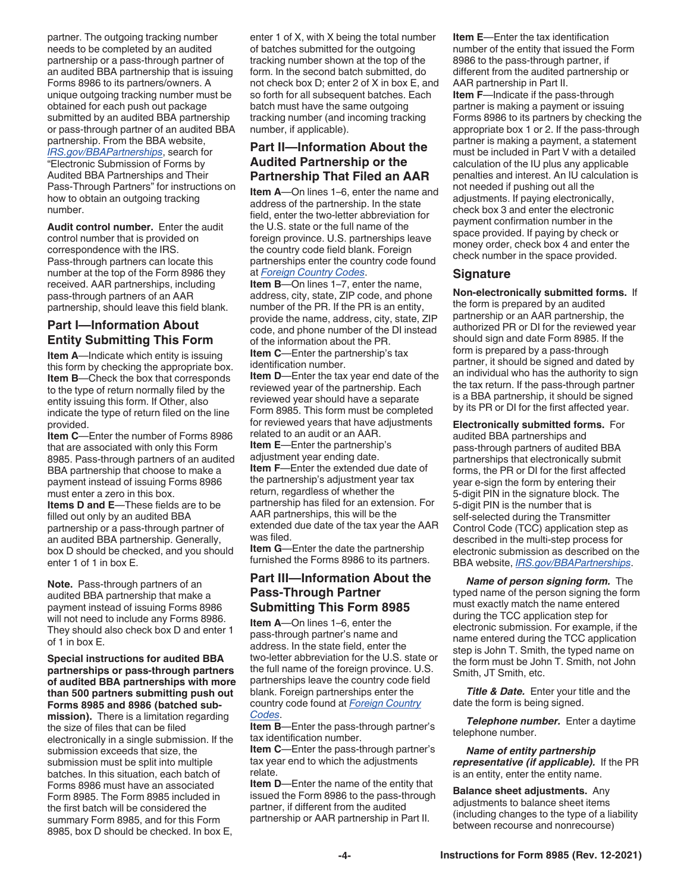partner. The outgoing tracking number needs to be completed by an audited partnership or a pass-through partner of an audited BBA partnership that is issuing Forms 8986 to its partners/owners. A unique outgoing tracking number must be obtained for each push out package submitted by an audited BBA partnership or pass-through partner of an audited BBA partnership. From the BBA website, *IRS.gov/BBAPartnerships*, search for "Electronic Submission of Forms by Audited BBA Partnerships and Their Pass-Through Partners" for instructions on how to obtain an outgoing tracking number.

**Audit control number.** Enter the audit control number that is provided on correspondence with the IRS. Pass-through partners can locate this number at the top of the Form 8986 they received. AAR partnerships, including pass-through partners of an AAR partnership, should leave this field blank.

## Part I—Information About Entity Submitting This Form

**Item A**—Indicate which entity is issuing this form by checking the appropriate box.
**Item B**—Check the box that corresponds to the type of return normally filed by the entity issuing this form. If Other, also indicate the type of return filed on the line provided.
**Item C**—Enter the number of Forms 8986 that are associated with only this Form 8985. Pass-through partners of an audited BBA partnership that choose to make a payment instead of issuing Forms 8986 must enter a zero in this box.
**Items D and E**—These fields are to be filled out only by an audited BBA partnership or a pass-through partner of an audited BBA partnership. Generally, box D should be checked, and you should enter 1 of 1 in box E.

**Note.** Pass-through partners of an audited BBA partnership that make a payment instead of issuing Forms 8986 will not need to include any Forms 8986. They should also check box D and enter 1 of 1 in box E.

**Special instructions for audited BBA partnerships or pass-through partners of audited BBA partnerships with more than 500 partners submitting push out Forms 8985 and 8986 (batched submission).** There is a limitation regarding the size of files that can be filed electronically in a single submission. If the submission exceeds that size, the submission must be split into multiple batches. In this situation, each batch of Forms 8986 must have an associated Form 8985. The Form 8985 included in the first batch will be considered the summary Form 8985, and for this Form 8985, box D should be checked. In box E, enter 1 of X, with X being the total number of batches submitted for the outgoing tracking number shown at the top of the form. In the second batch submitted, do not check box D; enter 2 of X in box E, and so forth for all subsequent batches. Each batch must have the same outgoing tracking number (and incoming tracking number, if applicable).

## Part II—Information About the Audited Partnership or the Partnership That Filed an AAR

**Item A**—On lines 1–6, enter the name and address of the partnership. In the state field, enter the two-letter abbreviation for the U.S. state or the full name of the foreign province. U.S. partnerships leave the country code field blank. Foreign partnerships enter the country code found at *Foreign Country Codes*.
**Item B**—On lines 1–7, enter the name, address, city, state, ZIP code, and phone number of the PR. If the PR is an entity, provide the name, address, city, state, ZIP code, and phone number of the DI instead of the information about the PR.
**Item C**—Enter the partnership's tax identification number.
**Item D**—Enter the tax year end date of the reviewed year of the partnership. Each reviewed year should have a separate Form 8985. This form must be completed for reviewed years that have adjustments related to an audit or an AAR.
**Item E**—Enter the partnership's adjustment year ending date.
**Item F**—Enter the extended due date of the partnership's adjustment year tax return, regardless of whether the partnership has filed for an extension. For AAR partnerships, this will be the extended due date of the tax year the AAR was filed.
**Item G**—Enter the date the partnership furnished the Forms 8986 to its partners.

## Part III—Information About the Pass-Through Partner Submitting This Form 8985

**Item A**—On lines 1–6, enter the pass-through partner's name and address. In the state field, enter the two-letter abbreviation for the U.S. state or the full name of the foreign province. U.S. partnerships leave the country code field blank. Foreign partnerships enter the country code found at *Foreign Country Codes*.
**Item B**—Enter the pass-through partner's tax identification number.
**Item C**—Enter the pass-through partner's tax year end to which the adjustments relate.
**Item D**—Enter the name of the entity that issued the Form 8986 to the pass-through partner, if different from the audited partnership or AAR partnership in Part II.
**Item E**—Enter the tax identification number of the entity that issued the Form 8986 to the pass-through partner, if different from the audited partnership or AAR partnership in Part II.
**Item F**—Indicate if the pass-through partner is making a payment or issuing Forms 8986 to its partners by checking the appropriate box 1 or 2. If the pass-through partner is making a payment, a statement must be included in Part V with a detailed calculation of the IU plus any applicable penalties and interest. An IU calculation is not needed if pushing out all the adjustments. If paying electronically, check box 3 and enter the electronic payment confirmation number in the space provided. If paying by check or money order, check box 4 and enter the check number in the space provided.

## Signature

**Non-electronically submitted forms.** If the form is prepared by an audited partnership or an AAR partnership, the authorized PR or DI for the reviewed year should sign and date Form 8985. If the form is prepared by a pass-through partner, it should be signed and dated by an individual who has the authority to sign the tax return. If the pass-through partner is a BBA partnership, it should be signed by its PR or DI for the first affected year.

**Electronically submitted forms.** For audited BBA partnerships and pass-through partners of audited BBA partnerships that electronically submit forms, the PR or DI for the first affected year e-sign the form by entering their 5-digit PIN in the signature block. The 5-digit PIN is the number that is self-selected during the Transmitter Control Code (TCC) application step as described in the multi-step process for electronic submission as described on the BBA website, *IRS.gov/BBAPartnerships*.

***Name of person signing form.*** The typed name of the person signing the form must exactly match the name entered during the TCC application step for electronic submission. For example, if the name entered during the TCC application step is John T. Smith, the typed name on the form must be John T. Smith, not John Smith, JT Smith, etc.

***Title & Date.*** Enter your title and the date the form is being signed.

***Telephone number.*** Enter a daytime telephone number.

***Name of entity partnership representative (if applicable).*** If the PR is an entity, enter the entity name.

**Balance sheet adjustments.** Any adjustments to balance sheet items (including changes to the type of a liability between recourse and nonrecourse)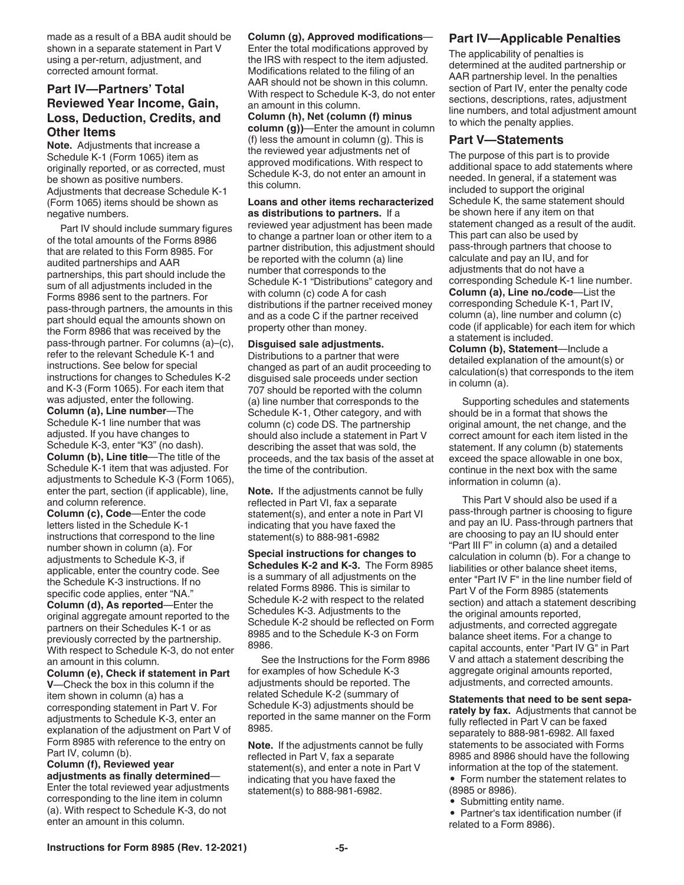made as a result of a BBA audit should be shown in a separate statement in Part V using a per-return, adjustment, and corrected amount format.

## Part IV—Partners' Total Reviewed Year Income, Gain, Loss, Deduction, Credits, and Other Items

**Note.** Adjustments that increase a Schedule K-1 (Form 1065) item as originally reported, or as corrected, must be shown as positive numbers. Adjustments that decrease Schedule K-1 (Form 1065) items should be shown as negative numbers.

Part IV should include summary figures of the total amounts of the Forms 8986 that are related to this Form 8985. For audited partnerships and AAR partnerships, this part should include the sum of all adjustments included in the Forms 8986 sent to the partners. For pass-through partners, the amounts in this part should equal the amounts shown on the Form 8986 that was received by the pass-through partner. For columns (a)–(c), refer to the relevant Schedule K-1 and instructions. See below for special instructions for changes to Schedules K-2 and K-3 (Form 1065). For each item that was adjusted, enter the following.

**Column (a), Line number**—The Schedule K-1 line number that was adjusted. If you have changes to Schedule K-3, enter "K3" (no dash).

**Column (b), Line title**—The title of the Schedule K-1 item that was adjusted. For adjustments to Schedule K-3 (Form 1065), enter the part, section (if applicable), line, and column reference.

**Column (c), Code**—Enter the code letters listed in the Schedule K-1 instructions that correspond to the line number shown in column (a). For adjustments to Schedule K-3, if applicable, enter the country code. See the Schedule K-3 instructions. If no specific code applies, enter "NA."

**Column (d), As reported**—Enter the original aggregate amount reported to the partners on their Schedules K-1 or as previously corrected by the partnership. With respect to Schedule K-3, do not enter an amount in this column.

**Column (e), Check if statement in Part V**—Check the box in this column if the item shown in column (a) has a corresponding statement in Part V. For adjustments to Schedule K-3, enter an explanation of the adjustment on Part V of Form 8985 with reference to the entry on Part IV, column (b).

**Column (f), Reviewed year adjustments as finally determined**—Enter the total reviewed year adjustments corresponding to the line item in column (a). With respect to Schedule K-3, do not enter an amount in this column.

**Column (g), Approved modifications**—Enter the total modifications approved by the IRS with respect to the item adjusted. Modifications related to the filing of an AAR should not be shown in this column. With respect to Schedule K-3, do not enter an amount in this column.

**Column (h), Net (column (f) minus column (g))**—Enter the amount in column (f) less the amount in column (g). This is the reviewed year adjustments net of approved modifications. With respect to Schedule K-3, do not enter an amount in this column.

**Loans and other items recharacterized as distributions to partners.** If a reviewed year adjustment has been made to change a partner loan or other item to a partner distribution, this adjustment should be reported with the column (a) line number that corresponds to the Schedule K-1 "Distributions" category and with column (c) code A for cash distributions if the partner received money and as a code C if the partner received property other than money.

**Disguised sale adjustments.** Distributions to a partner that were changed as part of an audit proceeding to disguised sale proceeds under section 707 should be reported with the column (a) line number that corresponds to the Schedule K-1, Other category, and with column (c) code DS. The partnership should also include a statement in Part V describing the asset that was sold, the proceeds, and the tax basis of the asset at the time of the contribution.

**Note.** If the adjustments cannot be fully reflected in Part VI, fax a separate statement(s), and enter a note in Part VI indicating that you have faxed the statement(s) to 888-981-6982

**Special instructions for changes to Schedules K-2 and K-3.** The Form 8985 is a summary of all adjustments on the related Forms 8986. This is similar to Schedule K-2 with respect to the related Schedules K-3. Adjustments to the Schedule K-2 should be reflected on Form 8985 and to the Schedule K-3 on Form 8986.

See the Instructions for the Form 8986 for examples of how Schedule K-3 adjustments should be reported. The related Schedule K-2 (summary of Schedule K-3) adjustments should be reported in the same manner on the Form 8985.

**Note.** If the adjustments cannot be fully reflected in Part V, fax a separate statement(s), and enter a note in Part V indicating that you have faxed the statement(s) to 888-981-6982.

## Part IV—Applicable Penalties

The applicability of penalties is determined at the audited partnership or AAR partnership level. In the penalties section of Part IV, enter the penalty code sections, descriptions, rates, adjustment line numbers, and total adjustment amount to which the penalty applies.

## Part V—Statements

The purpose of this part is to provide additional space to add statements where needed. In general, if a statement was included to support the original Schedule K, the same statement should be shown here if any item on that statement changed as a result of the audit. This part can also be used by pass-through partners that choose to calculate and pay an IU, and for adjustments that do not have a corresponding Schedule K-1 line number.

**Column (a), Line no./code**—List the corresponding Schedule K-1, Part IV, column (a), line number and column (c) code (if applicable) for each item for which a statement is included.

**Column (b), Statement**—Include a detailed explanation of the amount(s) or calculation(s) that corresponds to the item in column (a).

Supporting schedules and statements should be in a format that shows the original amount, the net change, and the correct amount for each item listed in the statement. If any column (b) statements exceed the space allowable in one box, continue in the next box with the same information in column (a).

This Part V should also be used if a pass-through partner is choosing to figure and pay an IU. Pass-through partners that are choosing to pay an IU should enter "Part III F" in column (a) and a detailed calculation in column (b). For a change to liabilities or other balance sheet items, enter "Part IV F" in the line number field of Part V of the Form 8985 (statements section) and attach a statement describing the original amounts reported, adjustments, and corrected aggregate balance sheet items. For a change to capital accounts, enter "Part IV G" in Part V and attach a statement describing the aggregate original amounts reported, adjustments, and corrected amounts.

**Statements that need to be sent separately by fax.** Adjustments that cannot be fully reflected in Part V can be faxed separately to 888-981-6982. All faxed statements to be associated with Forms 8985 and 8986 should have the following information at the top of the statement.

- Form number the statement relates to (8985 or 8986).
- Submitting entity name.
- Partner's tax identification number (if related to a Form 8986).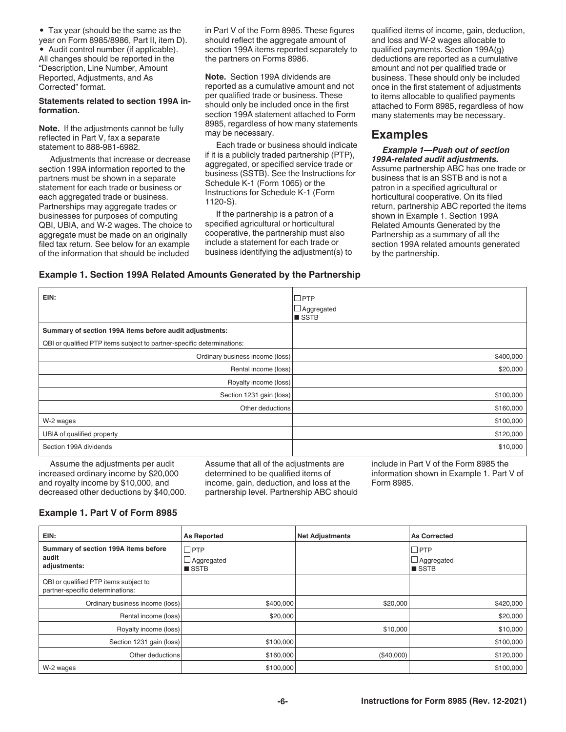- Tax year (should be the same as the year on Form 8985/8986, Part II, item D).
- Audit control number (if applicable).

All changes should be reported in the "Description, Line Number, Amount Reported, Adjustments, and As Corrected" format.

**Statements related to section 199A information.**

**Note.** If the adjustments cannot be fully reflected in Part V, fax a separate statement to 888-981-6982.

Adjustments that increase or decrease section 199A information reported to the partners must be shown in a separate statement for each trade or business or each aggregated trade or business. Partnerships may aggregate trades or businesses for purposes of computing QBI, UBIA, and W-2 wages. The choice to aggregate must be made on an originally filed tax return. See below for an example of the information that should be included in Part V of the Form 8985. These figures should reflect the aggregate amount of section 199A items reported separately to the partners on Forms 8986.

**Note.** Section 199A dividends are reported as a cumulative amount and not per qualified trade or business. These should only be included once in the first section 199A statement attached to Form 8985, regardless of how many statements may be necessary.

Each trade or business should indicate if it is a publicly traded partnership (PTP), aggregated, or specified service trade or business (SSTB). See the Instructions for Schedule K-1 (Form 1065) or the Instructions for Schedule K-1 (Form 1120-S).

If the partnership is a patron of a specified agricultural or horticultural cooperative, the partnership must also include a statement for each trade or business identifying the adjustment(s) to qualified items of income, gain, deduction, and loss and W-2 wages allocable to qualified payments. Section 199A(g) deductions are reported as a cumulative amount and not per qualified trade or business. These should only be included once in the first statement of adjustments to items allocable to qualified payments attached to Form 8985, regardless of how many statements may be necessary.

## Examples

***Example 1—Push out of section 199A-related audit adjustments.*** Assume partnership ABC has one trade or business that is an SSTB and is not a patron in a specified agricultural or horticultural cooperative. On its filed return, partnership ABC reported the items shown in Example 1. Section 199A Related Amounts Generated by the Partnership as a summary of all the section 199A related amounts generated by the partnership.

**Example 1. Section 199A Related Amounts Generated by the Partnership**

| EIN: | ☐ PTP<br>☐ Aggregated<br>■ SSTB |
|---|---|
| **Summary of section 199A items before audit adjustments:** | |
| QBI or qualified PTP items subject to partner-specific determinations: | |
| Ordinary business income (loss) | $400,000 |
| Rental income (loss) | $20,000 |
| Royalty income (loss) | |
| Section 1231 gain (loss) | $100,000 |
| Other deductions | $160,000 |
| W-2 wages | $100,000 |
| UBIA of qualified property | $120,000 |
| Section 199A dividends | $10,000 |

Assume the adjustments per audit increased ordinary income by $20,000 and royalty income by $10,000, and decreased other deductions by $40,000. Assume that all of the adjustments are determined to be qualified items of income, gain, deduction, and loss at the partnership level. Partnership ABC should include in Part V of the Form 8985 the information shown in Example 1. Part V of Form 8985.

**Example 1. Part V of Form 8985**

| EIN: | As Reported | Net Adjustments | As Corrected |
|---|---|---|---|
| **Summary of section 199A items before audit adjustments:** | ☐ PTP<br>☐ Aggregated<br>■ SSTB | | ☐ PTP<br>☐ Aggregated<br>■ SSTB |
| QBI or qualified PTP items subject to partner-specific determinations: | | | |
| Ordinary business income (loss) | $400,000 | $20,000 | $420,000 |
| Rental income (loss) | $20,000 | | $20,000 |
| Royalty income (loss) | | $10,000 | $10,000 |
| Section 1231 gain (loss) | $100,000 | | $100,000 |
| Other deductions | $160,000 | ($40,000) | $120,000 |
| W-2 wages | $100,000 | | $100,000 |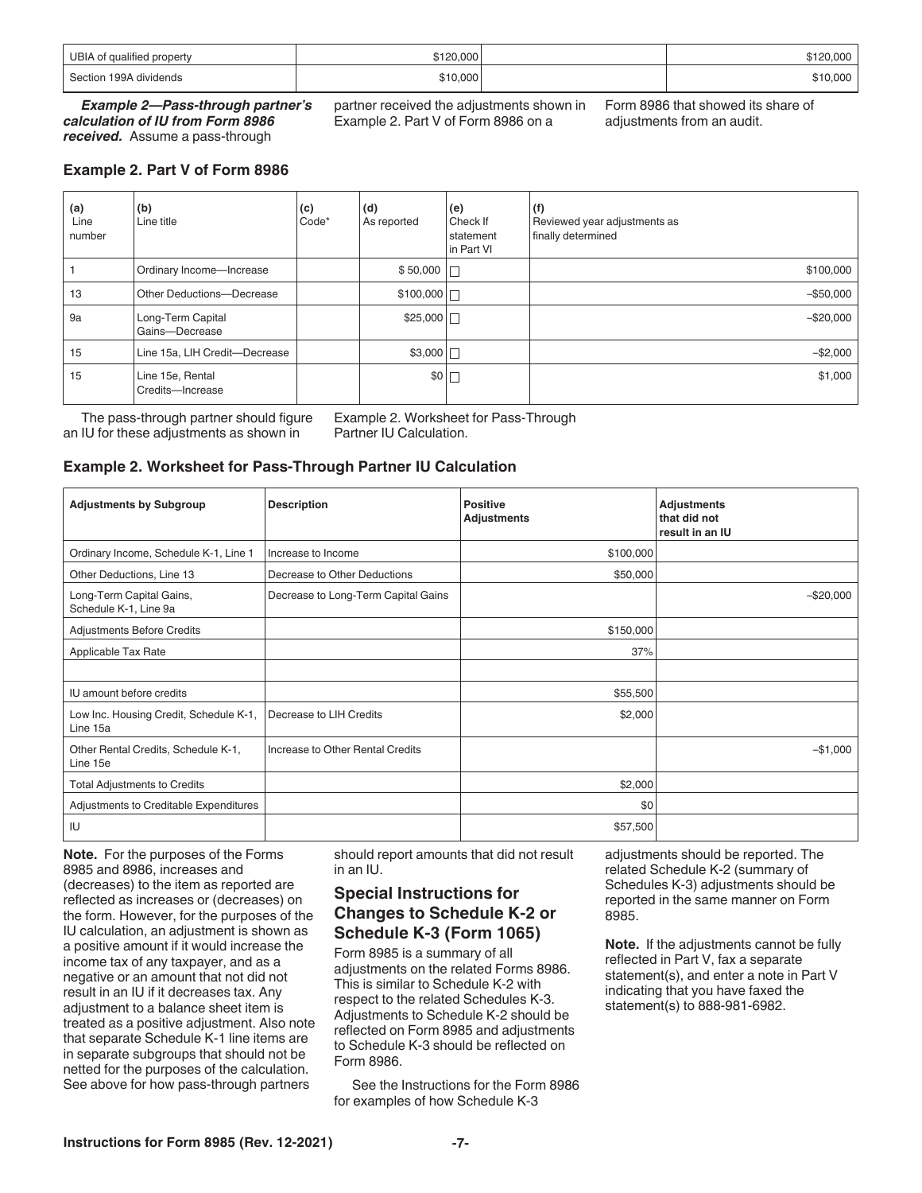| UBIA of qualified property | $120,000 | | $120,000 |
|---|---|---|---|
| Section 199A dividends | $10,000 | | $10,000 |

***Example 2—Pass-through partner's calculation of IU from Form 8986 received.*** Assume a pass-through partner received the adjustments shown in Example 2. Part V of Form 8986 on a Form 8986 that showed its share of adjustments from an audit.

### Example 2. Part V of Form 8986

| (a) Line number | (b) Line title | (c) Code* | (d) As reported | (e) Check If statement in Part VI | (f) Reviewed year adjustments as finally determined |
|---|---|---|---|---|---|
| 1 | Ordinary Income—Increase | | $ 50,000 | ☐ | $100,000 |
| 13 | Other Deductions—Decrease | | $100,000 | ☐ | −$50,000 |
| 9a | Long-Term Capital Gains—Decrease | | $25,000 | ☐ | −$20,000 |
| 15 | Line 15a, LIH Credit—Decrease | | $3,000 | ☐ | −$2,000 |
| 15 | Line 15e, Rental Credits—Increase | | $0 | ☐ | $1,000 |

The pass-through partner should figure an IU for these adjustments as shown in Example 2. Worksheet for Pass-Through Partner IU Calculation.

### Example 2. Worksheet for Pass-Through Partner IU Calculation

| Adjustments by Subgroup | Description | Positive Adjustments | Adjustments that did not result in an IU |
|---|---|---|---|
| Ordinary Income, Schedule K-1, Line 1 | Increase to Income | $100,000 | |
| Other Deductions, Line 13 | Decrease to Other Deductions | $50,000 | |
| Long-Term Capital Gains, Schedule K-1, Line 9a | Decrease to Long-Term Capital Gains | | −$20,000 |
| Adjustments Before Credits | | $150,000 | |
| Applicable Tax Rate | | 37% | |
| | | | |
| IU amount before credits | | $55,500 | |
| Low Inc. Housing Credit, Schedule K-1, Line 15a | Decrease to LIH Credits | $2,000 | |
| Other Rental Credits, Schedule K-1, Line 15e | Increase to Other Rental Credits | | −$1,000 |
| Total Adjustments to Credits | | $2,000 | |
| Adjustments to Creditable Expenditures | | $0 | |
| IU | | $57,500 | |

**Note.** For the purposes of the Forms 8985 and 8986, increases and (decreases) to the item as reported are reflected as increases or (decreases) on the form. However, for the purposes of the IU calculation, an adjustment is shown as a positive amount if it would increase the income tax of any taxpayer, and as a negative or an amount that not did not result in an IU if it decreases tax. Any adjustment to a balance sheet item is treated as a positive adjustment. Also note that separate Schedule K-1 line items are in separate subgroups that should not be netted for the purposes of the calculation. See above for how pass-through partners should report amounts that did not result in an IU.

## Special Instructions for Changes to Schedule K-2 or Schedule K-3 (Form 1065)

Form 8985 is a summary of all adjustments on the related Forms 8986. This is similar to Schedule K-2 with respect to the related Schedules K-3. Adjustments to Schedule K-2 should be reflected on Form 8985 and adjustments to Schedule K-3 should be reflected on Form 8986.

See the Instructions for the Form 8986 for examples of how Schedule K-3 adjustments should be reported. The related Schedule K-2 (summary of Schedules K-3) adjustments should be reported in the same manner on Form 8985.

**Note.** If the adjustments cannot be fully reflected in Part V, fax a separate statement(s), and enter a note in Part V indicating that you have faxed the statement(s) to 888-981-6982.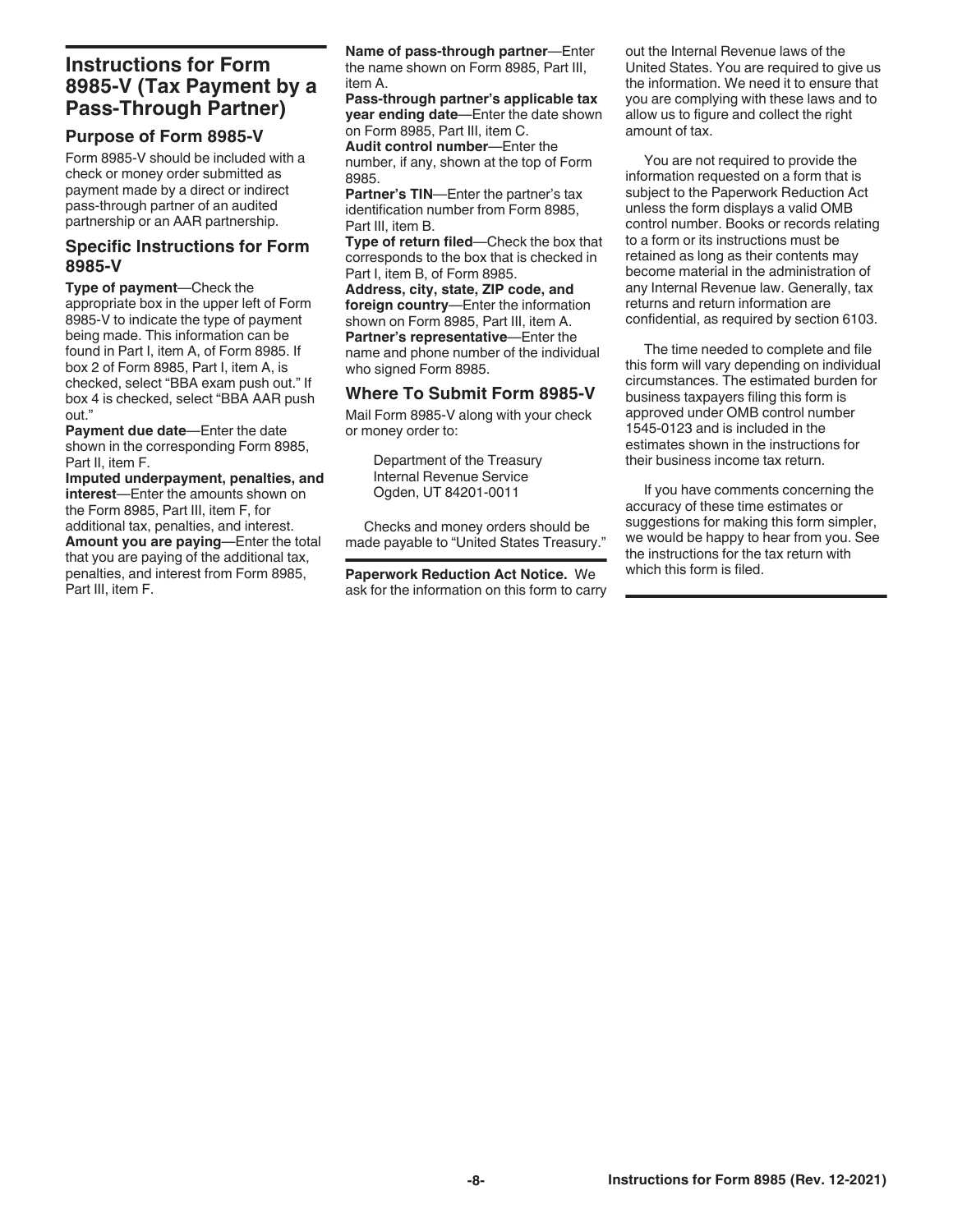## Instructions for Form 8985-V (Tax Payment by a Pass-Through Partner)

### Purpose of Form 8985-V

Form 8985-V should be included with a check or money order submitted as payment made by a direct or indirect pass-through partner of an audited partnership or an AAR partnership.

### Specific Instructions for Form 8985-V

**Type of payment**—Check the appropriate box in the upper left of Form 8985-V to indicate the type of payment being made. This information can be found in Part I, item A, of Form 8985. If box 2 of Form 8985, Part I, item A, is checked, select "BBA exam push out." If box 4 is checked, select "BBA AAR push out."

**Payment due date**—Enter the date shown in the corresponding Form 8985, Part II, item F.

**Imputed underpayment, penalties, and interest**—Enter the amounts shown on the Form 8985, Part III, item F, for additional tax, penalties, and interest.

**Amount you are paying**—Enter the total that you are paying of the additional tax, penalties, and interest from Form 8985, Part III, item F.

**Name of pass-through partner**—Enter the name shown on Form 8985, Part III, item A.

**Pass-through partner's applicable tax year ending date**—Enter the date shown on Form 8985, Part III, item C.

**Audit control number**—Enter the number, if any, shown at the top of Form 8985.

**Partner's TIN**—Enter the partner's tax identification number from Form 8985, Part III, item B.

**Type of return filed**—Check the box that corresponds to the box that is checked in Part I, item B, of Form 8985.

**Address, city, state, ZIP code, and foreign country**—Enter the information shown on Form 8985, Part III, item A.

**Partner's representative**—Enter the name and phone number of the individual who signed Form 8985.

### Where To Submit Form 8985-V

Mail Form 8985-V along with your check or money order to:

Department of the Treasury
Internal Revenue Service
Ogden, UT 84201-0011

Checks and money orders should be made payable to "United States Treasury."

**Paperwork Reduction Act Notice.** We ask for the information on this form to carry out the Internal Revenue laws of the United States. You are required to give us the information. We need it to ensure that you are complying with these laws and to allow us to figure and collect the right amount of tax.

You are not required to provide the information requested on a form that is subject to the Paperwork Reduction Act unless the form displays a valid OMB control number. Books or records relating to a form or its instructions must be retained as long as their contents may become material in the administration of any Internal Revenue law. Generally, tax returns and return information are confidential, as required by section 6103.

The time needed to complete and file this form will vary depending on individual circumstances. The estimated burden for business taxpayers filing this form is approved under OMB control number 1545-0123 and is included in the estimates shown in the instructions for their business income tax return.

If you have comments concerning the accuracy of these time estimates or suggestions for making this form simpler, we would be happy to hear from you. See the instructions for the tax return with which this form is filed.